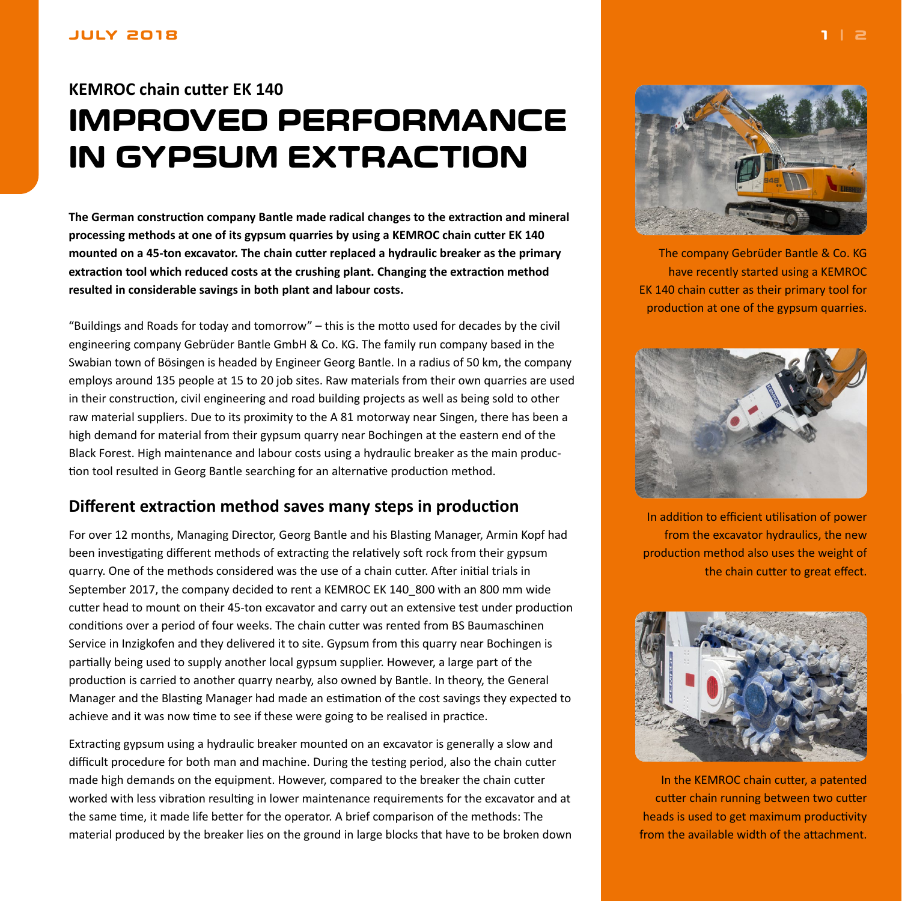**KEMROC chain cutter EK 140**

# IMPROVED PERFORMANCE IN GYPSUM EXTRACTION

**The German construction company Bantle made radical changes to the extraction and mineral processing methods at one of its gypsum quarries by using a KEMROC chain cutter EK 140 mounted on a 45-ton excavator. The chain cutter replaced a hydraulic breaker as the primary extraction tool which reduced costs at the crushing plant. Changing the extraction method resulted in considerable savings in both plant and labour costs.**

"Buildings and Roads for today and tomorrow" – this is the motto used for decades by the civil engineering company Gebrüder Bantle GmbH & Co. KG. The family run company based in the Swabian town of Bösingen is headed by Engineer Georg Bantle. In a radius of 50 km, the company employs around 135 people at 15 to 20 job sites. Raw materials from their own quarries are used in their construction, civil engineering and road building projects as well as being sold to other raw material suppliers. Due to its proximity to the A 81 motorway near Singen, there has been a high demand for material from their gypsum quarry near Bochingen at the eastern end of the Black Forest. High maintenance and labour costs using a hydraulic breaker as the main production tool resulted in Georg Bantle searching for an alternative production method.

## Different extraction method saves many steps in production

For over 12 months, Managing Director, Georg Bantle and his Blasting Manager, Armin Kopf had been investigating different methods of extracting the relatively soft rock from their gypsum quarry. One of the methods considered was the use of a chain cutter. After initial trials in September 2017, the company decided to rent a KEMROC EK 140_800 with an 800 mm wide cutter head to mount on their 45-ton excavator and carry out an extensive test under production conditions over a period of four weeks. The chain cutter was rented from BS Baumaschinen Service in Inzigkofen and they delivered it to site. Gypsum from this quarry near Bochingen is partially being used to supply another local gypsum supplier. However, a large part of the production is carried to another quarry nearby, also owned by Bantle. In theory, the General Manager and the Blasting Manager had made an estimation of the cost savings they expected to achieve and it was now time to see if these were going to be realised in practice.

Extracting gypsum using a hydraulic breaker mounted on an excavator is generally a slow and difficult procedure for both man and machine. During the testing period, also the chain cutter made high demands on the equipment. However, compared to the breaker the chain cutter worked with less vibration resulting in lower maintenance requirements for the excavator and at the same time, it made life better for the operator. A brief comparison of the methods: The material produced by the breaker lies on the ground in large blocks that have to be broken down

The company Gebrüder Bantle & Co. KG have recently started using a KEMROC EK 140 chain cutter as their primary tool for production at one of the gypsum quarries.

In addition to efficient utilisation of power from the excavator hydraulics, the new production method also uses the weight of the chain cutter to great effect.

In the KEMROC chain cutter, a patented cutter chain running between two cutter heads is used to get maximum productivity from the available width of the attachment.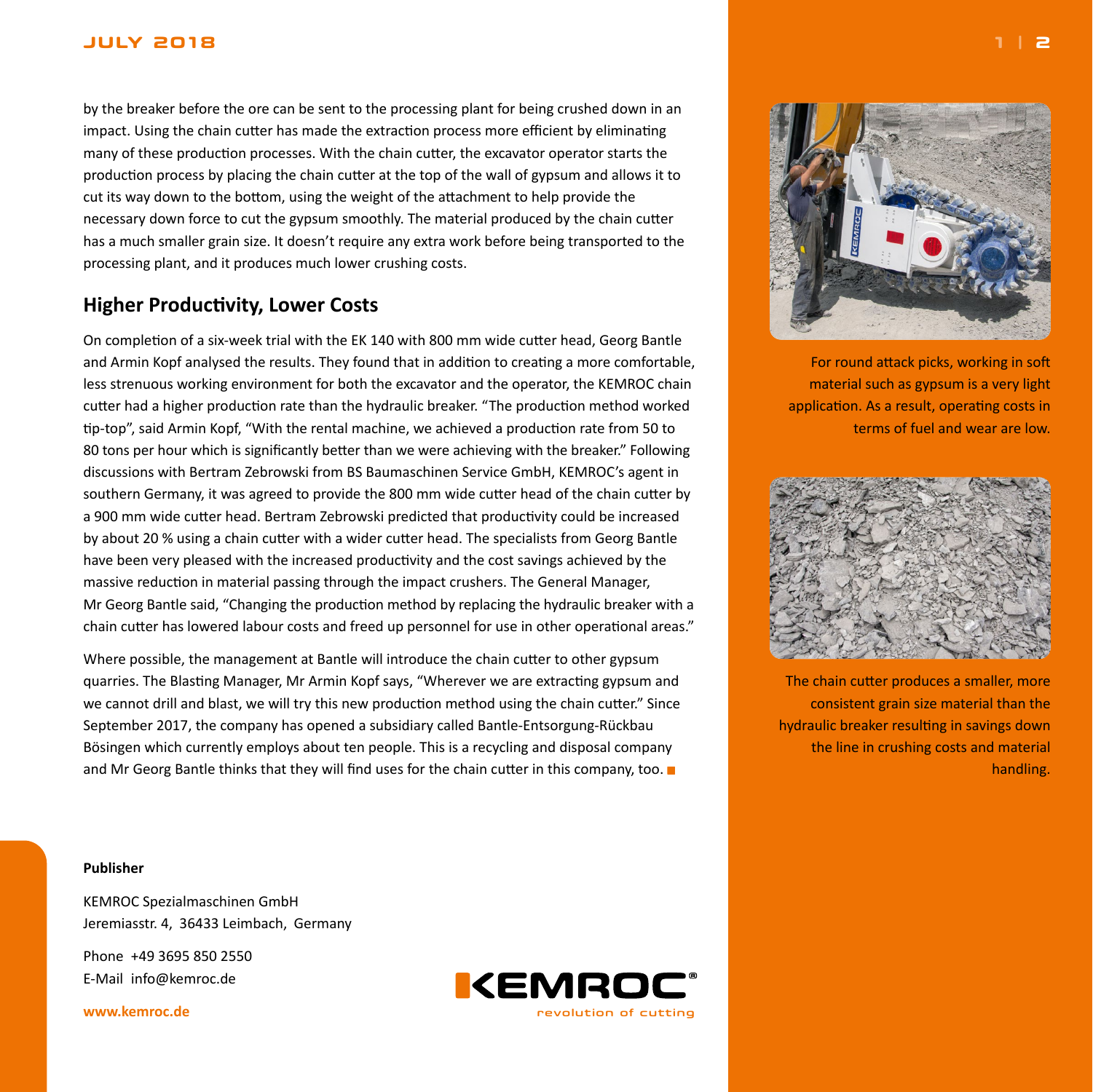by the breaker before the ore can be sent to the processing plant for being crushed down in an impact. Using the chain cutter has made the extraction process more efficient by eliminating many of these production processes. With the chain cutter, the excavator operator starts the production process by placing the chain cutter at the top of the wall of gypsum and allows it to cut its way down to the bottom, using the weight of the attachment to help provide the necessary down force to cut the gypsum smoothly. The material produced by the chain cutter has a much smaller grain size. It doesn't require any extra work before being transported to the processing plant, and it produces much lower crushing costs.

## Higher Productivity, Lower Costs

On completion of a six-week trial with the EK 140 with 800 mm wide cutter head, Georg Bantle and Armin Kopf analysed the results. They found that in addition to creating a more comfortable, less strenuous working environment for both the excavator and the operator, the KEMROC chain cutter had a higher production rate than the hydraulic breaker. "The production method worked tip-top", said Armin Kopf, "With the rental machine, we achieved a production rate from 50 to 80 tons per hour which is significantly better than we were achieving with the breaker." Following discussions with Bertram Zebrowski from BS Baumaschinen Service GmbH, KEMROC's agent in southern Germany, it was agreed to provide the 800 mm wide cutter head of the chain cutter by a 900 mm wide cutter head. Bertram Zebrowski predicted that productivity could be increased by about 20 % using a chain cutter with a wider cutter head. The specialists from Georg Bantle have been very pleased with the increased productivity and the cost savings achieved by the massive reduction in material passing through the impact crushers. The General Manager, Mr Georg Bantle said, "Changing the production method by replacing the hydraulic breaker with a chain cutter has lowered labour costs and freed up personnel for use in other operational areas."

Where possible, the management at Bantle will introduce the chain cutter to other gypsum quarries. The Blasting Manager, Mr Armin Kopf says, "Wherever we are extracting gypsum and we cannot drill and blast, we will try this new production method using the chain cutter." Since September 2017, the company has opened a subsidiary called Bantle-Entsorgung-Rückbau Bösingen which currently employs about ten people. This is a recycling and disposal company and Mr Georg Bantle thinks that they will find uses for the chain cutter in this company, too. ■

For round attack picks, working in soft material such as gypsum is a very light application. As a result, operating costs in terms of fuel and wear are low.

The chain cutter produces a smaller, more consistent grain size material than the hydraulic breaker resulting in savings down the line in crushing costs and material handling.

**Publisher**

KEMROC Spezialmaschinen GmbH
Jeremiasstr. 4, 36433 Leimbach, Germany

Phone +49 3695 850 2550
E-Mail info@kemroc.de

**www.kemroc.de**

KEMROC®
revolution of cutting